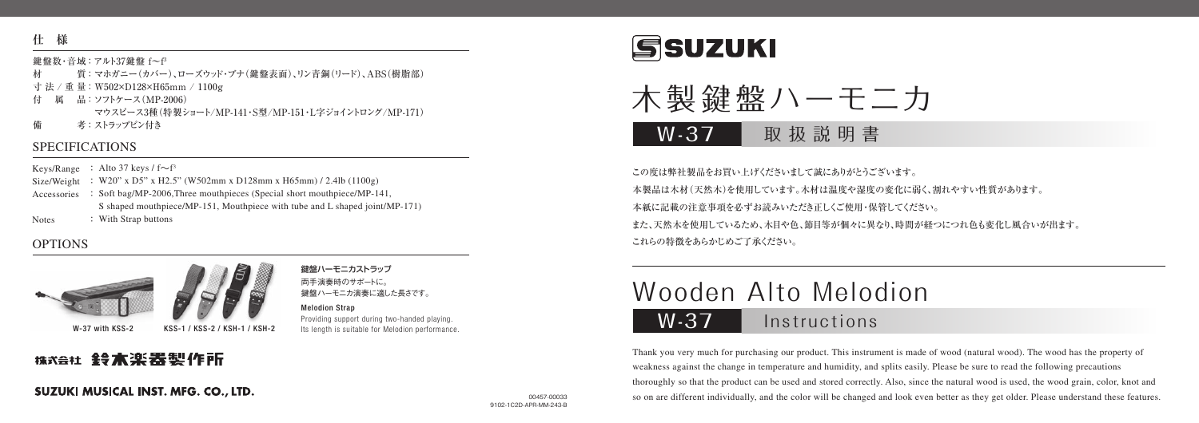## 仕　様

鍵盤数・音域：アルト37鍵盤 f〜f[3]
材　　　質：マホガニー（カバー）、ローズウッド・ブナ（鍵盤表面）、リン青銅（リード）、ABS（樹脂部）
寸 法 / 重 量：W502×D128×H65mm / 1100g
付　属　品：ソフトケース（MP-2006）
　　　　　　マウスピース3種（特製ショート/MP-141・S型/MP-151・L字ジョイントロング/MP-171）
備　　　考：ストラップピン付き

## SPECIFICATIONS

Keys/Range : Alto 37 keys / f〜f[3]
Size/Weight : W20" x D5" x H2.5" (W502mm x D128mm x H65mm) / 2.4lb (1100g)
Accessories : Soft bag/MP-2006,Three mouthpieces (Special short mouthpiece/MP-141, S shaped mouthpiece/MP-151, Mouthpiece with tube and L shaped joint/MP-171)
Notes : With Strap buttons

## OPTIONS

W-37 with KSS-2　　KSS-1 / KSS-2 / KSH-1 / KSH-2

**鍵盤ハーモニカストラップ**
両手演奏時のサポートに。
鍵盤ハーモニカ演奏に適した長さです。

**Melodion Strap**
Providing support during two-handed playing.
Its length is suitable for Melodion performance.

株式会社 鈴木楽器製作所

SUZUKI MUSICAL INST. MFG. CO., LTD.

00457-00033
9102-1C2D-APR-MM-243-B

SUZUKI

# 木製鍵盤ハーモニカ

## W-37　取扱説明書

この度は弊社製品をお買い上げくださいまして誠にありがとうございます。
本製品は木材（天然木）を使用しています。木材は温度や湿度の変化に弱く、割れやすい性質があります。
本紙に記載の注意事項を必ずお読みいただき正しくご使用・保管してください。
また、天然木を使用しているため、木目や色、節目等が個々に異なり、時間が経つにつれ色も変化し風合いが出ます。
これらの特徴をあらかじめご了承ください。

# Wooden Alto Melodion

## W-37　Instructions

Thank you very much for purchasing our product. This instrument is made of wood (natural wood). The wood has the property of weakness against the change in temperature and humidity, and splits easily. Please be sure to read the following precautions thoroughly so that the product can be used and stored correctly. Also, since the natural wood is used, the wood grain, color, knot and so on are different individually, and the color will be changed and look even better as they get older. Please understand these features.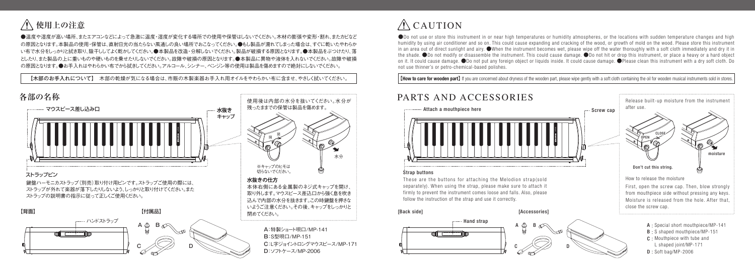# ⚠ 使用上の注意

●温度や湿度が高い場所、またエアコンなどによって急激に温度・湿度が変化する場所での使用や保管はしないでください。木材の膨張や変形・割れ、またカビなどの原因となります。本製品の使用・保管は、直射日光の当たらない風通しの良い場所でおこなってください。●もし製品が濡れてしまった場合は、すぐに乾いたやわらかい布で水分をしっかりと拭き取り、陰干ししてよく乾かしてください。●本製品を改造・分解しないでください。製品が破損する原因となります。●本製品をぶつけたり、落としたり、また製品の上に重いものや硬いものを乗せたりしないでください。故障や破損の原因となります。●本製品に異物や液体を入れないでください。故障や破損の原因となります。●お手入れはやわらかい布でから拭きしてください。アルコール、シンナー、ベンジン等の使用は製品を傷めますので絶対にしないでください。

【木部のお手入れについて】 木部の乾燥が気になる場合は、市販の木製楽器お手入れ用オイルをやわらかい布に含ませ、やさしく拭いてください。

## 各部の名称

マウスピース差し込み口

水抜きキャップ

使用後は内部の水分を抜いてください。水分が残ったままでの保管は製品を傷めます。

開

閉

水分

※キャップのヒモは切らないでください。

### ストラップピン

鍵盤ハーモニカストラップ（別売）取り付け用ピンです。ストラップご使用の際には、ストラップが外れて楽器が落下したりしないよう、しっかりと取り付けてください。また ストラップの説明書の指示に従って正しくご使用ください。

### 水抜きの仕方

本体右側にある金属製のネジ式キャップを開け、取り外します。マウスピース差込口から強く息を吹き込んで内部の水分を抜きます。この時鍵盤を押さないようご注意ください。その後、キャップをしっかりと閉めてください。

【背面】

ハンドストラップ

【付属品】

A B C D

A：特製ショート唄口/MP-141
B：S型唄口/MP-151
C：L字ジョイントロングマウスピース/MP-171
D：ソフトケース/MP-2006

# ⚠ CAUTION

●Do not use or store this instrument in or near high temperatures or humidity atmospheres, or the locations with sudden temperature changes and high humidity by using air conditioner and so on. This could cause expanding and cracking of the wood, or growth of mold on the wood. Please store this instrument in an area out of direct sunlight and airy. ●When the instrument becomes wet, please wipe off the water thoroughly with a soft cloth immediately and dry it in the shade. ●Do not modify or disassemble the instrument. This could cause damage. ●Do not hit or drop this instrument, or place a heavy or a hard object on it. It could cause damage. ●Do not put any foreign object or liquids inside. It could cause damage. ●Please clean this instrument with a dry soft cloth. Do not use thinner's or petro-chemical-based polishes.

**【How to care for wooden part】** If you are concerned about dryness of the wooden part, please wipe gently with a soft cloth containing the oil for wooden musical instruments sold in stores.

## PARTS AND ACCESSORIES

Attach a mouthpiece here

Screw cap

Release built-up moisture from the instrument after use.

OPEN

CLOSE

moisture

Don't cut this string.

### Strap buttons

These are the buttons for attaching the Melodion strap(sold separately). When using the strap, please make sure to attach it firmly to prevent the instrument comes loose and falls. Also, please follow the instruction of the strap and use it correctly.

### How to release the moisture

First, open the screw cap. Then, blow strongly from mouthpiece side without pressing any keys. Moisture is released from the hole. After that, close the screw cap.

[Back side]

Hand strap

[Accessories]

A B C D

A : Special short mouthpiece/MP-141
B : S shaped mouthpiece/MP-151
C : Mouthpiece with tube and L shaped joint/MP-171
D : Soft bag/MP-2006